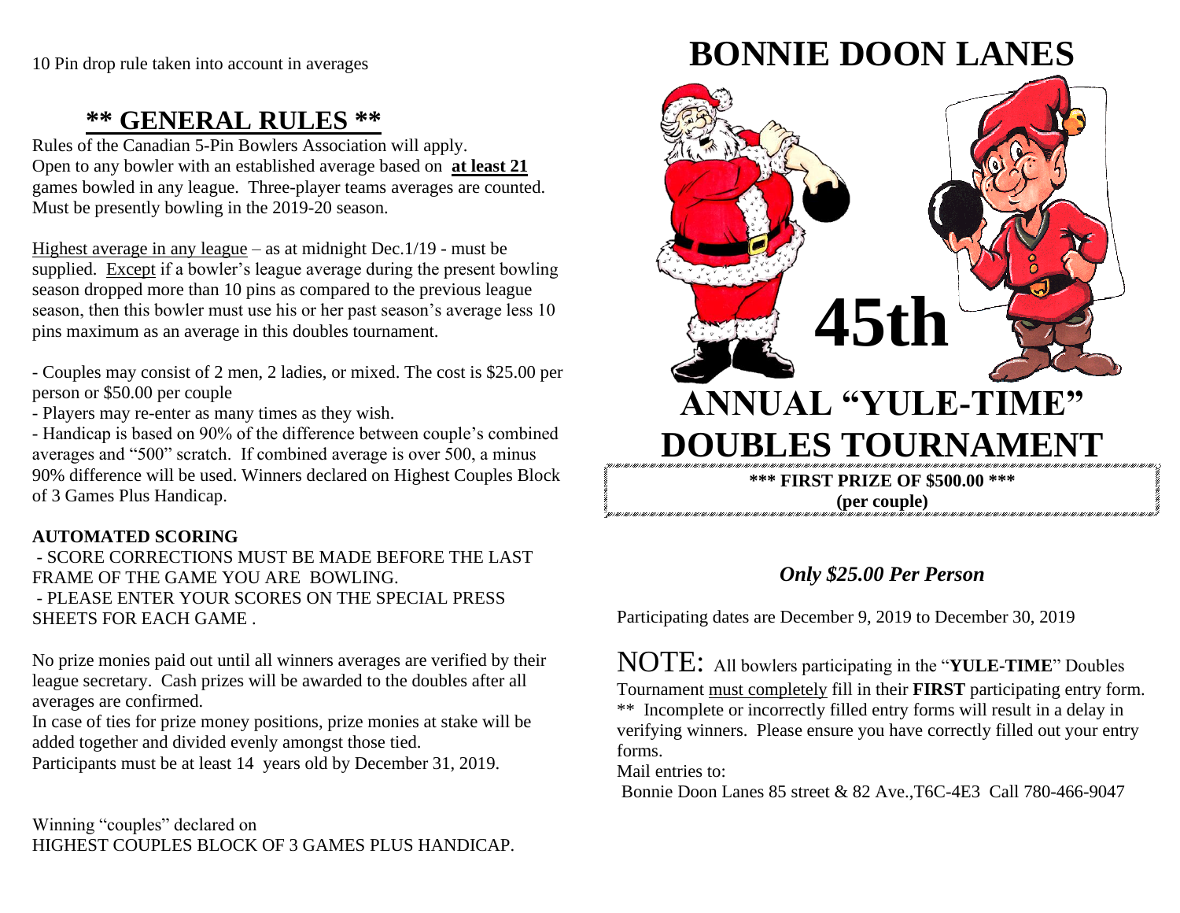10 Pin drop rule taken into account in averages

## ** GENERAL RULES **

Rules of the Canadian 5-Pin Bowlers Association will apply.
Open to any bowler with an established average based on **at least 21** games bowled in any league. Three-player teams averages are counted. Must be presently bowling in the 2019-20 season.

Highest average in any league – as at midnight Dec.1/19 - must be supplied. Except if a bowler's league average during the present bowling season dropped more than 10 pins as compared to the previous league season, then this bowler must use his or her past season's average less 10 pins maximum as an average in this doubles tournament.

- Couples may consist of 2 men, 2 ladies, or mixed. The cost is $25.00 per person or $50.00 per couple
- Players may re-enter as many times as they wish.
- Handicap is based on 90% of the difference between couple's combined averages and "500" scratch. If combined average is over 500, a minus 90% difference will be used. Winners declared on Highest Couples Block of 3 Games Plus Handicap.

**AUTOMATED SCORING**

- SCORE CORRECTIONS MUST BE MADE BEFORE THE LAST FRAME OF THE GAME YOU ARE BOWLING.
- PLEASE ENTER YOUR SCORES ON THE SPECIAL PRESS SHEETS FOR EACH GAME .

No prize monies paid out until all winners averages are verified by their league secretary. Cash prizes will be awarded to the doubles after all averages are confirmed.
In case of ties for prize money positions, prize monies at stake will be added together and divided evenly amongst those tied.
Participants must be at least 14 years old by December 31, 2019.

Winning "couples" declared on
HIGHEST COUPLES BLOCK OF 3 GAMES PLUS HANDICAP.

# BONNIE DOON LANES

# 45th

# ANNUAL "YULE-TIME" DOUBLES TOURNAMENT

**\*\*\* FIRST PRIZE OF $500.00 \*\*\***
**(per couple)**

***Only $25.00 Per Person***

Participating dates are December 9, 2019 to December 30, 2019

NOTE: All bowlers participating in the "**YULE-TIME**" Doubles Tournament must completely fill in their **FIRST** participating entry form.
** Incomplete or incorrectly filled entry forms will result in a delay in verifying winners. Please ensure you have correctly filled out your entry forms.
Mail entries to:
Bonnie Doon Lanes 85 street & 82 Ave.,T6C-4E3 Call 780-466-9047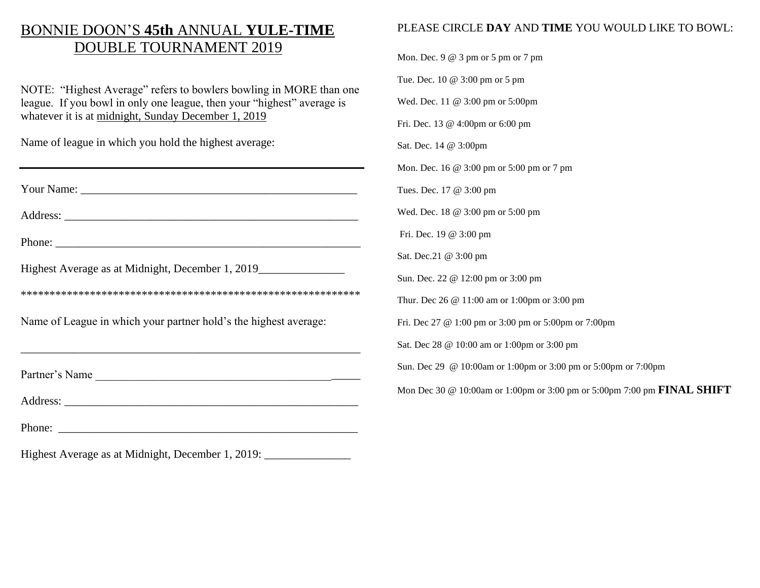# BONNIE DOON'S **45th** ANNUAL **YULE-TIME** DOUBLE TOURNAMENT 2019

NOTE: "Highest Average" refers to bowlers bowling in MORE than one league. If you bowl in only one league, then your "highest" average is whatever it is at midnight, Sunday December 1, 2019

Name of league in which you hold the highest average:

---

Your Name: ________________________________________________

Address: ___________________________________________________

Phone: _____________________________________________________

Highest Average as at Midnight, December 1, 2019______________

************************************************************

Name of League in which your partner hold's the highest average:

___________________________________________________________

Partner's Name _____________________________________________

Address: ___________________________________________________

Phone: _____________________________________________________

Highest Average as at Midnight, December 1, 2019: ______________

PLEASE CIRCLE **DAY** AND **TIME** YOU WOULD LIKE TO BOWL:

Mon. Dec. 9 @ 3 pm or 5 pm or 7 pm

Tue. Dec. 10 @ 3:00 pm or 5 pm

Wed. Dec. 11 @ 3:00 pm or 5:00pm

Fri. Dec. 13 @ 4:00pm or 6:00 pm

Sat. Dec. 14 @ 3:00pm

Mon. Dec. 16 @ 3:00 pm or 5:00 pm or 7 pm

Tues. Dec. 17 @ 3:00 pm

Wed. Dec. 18 @ 3:00 pm or 5:00 pm

Fri. Dec. 19 @ 3:00 pm

Sat. Dec.21 @ 3:00 pm

Sun. Dec. 22 @ 12:00 pm or 3:00 pm

Thur. Dec 26 @ 11:00 am or 1:00pm or 3:00 pm

Fri. Dec 27 @ 1:00 pm or 3:00 pm or 5:00pm or 7:00pm

Sat. Dec 28 @ 10:00 am or 1:00pm or 3:00 pm

Sun. Dec 29 @ 10:00am or 1:00pm or 3:00 pm or 5:00pm or 7:00pm

Mon Dec 30 @ 10:00am or 1:00pm or 3:00 pm or 5:00pm 7:00 pm **FINAL SHIFT**